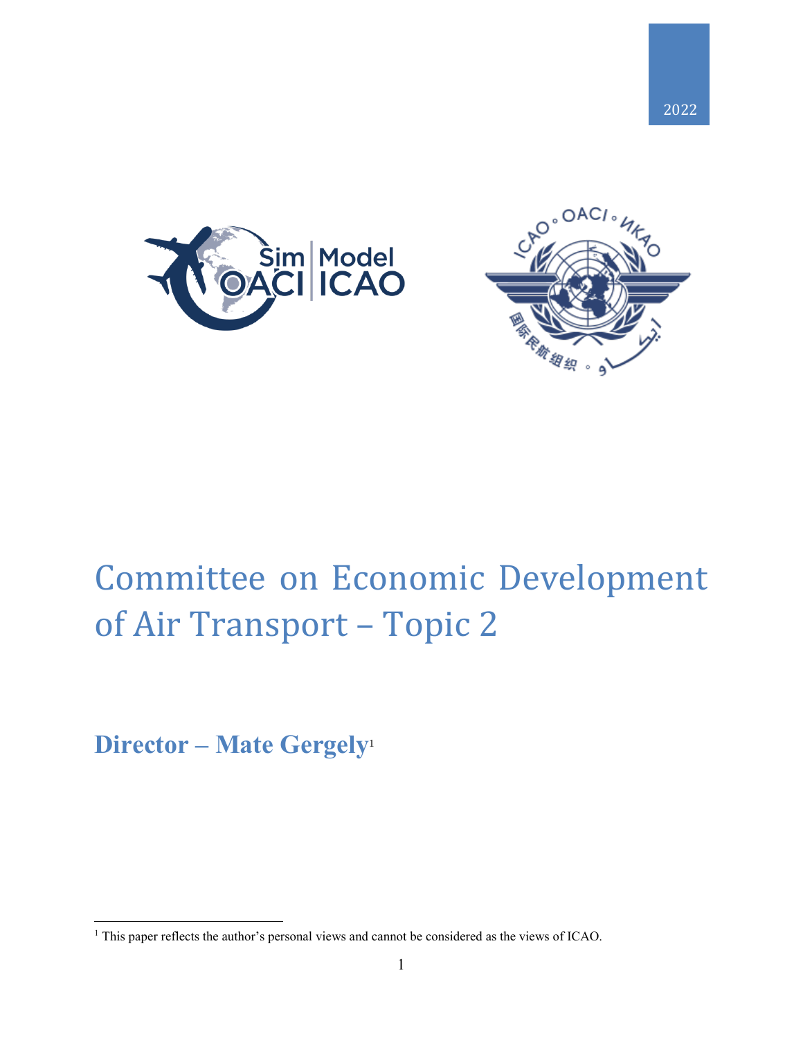2022

# Committee on Economic Development of Air Transport – Topic 2

**Director – Mate Gergely**[1]

[1] This paper reflects the author's personal views and cannot be considered as the views of ICAO.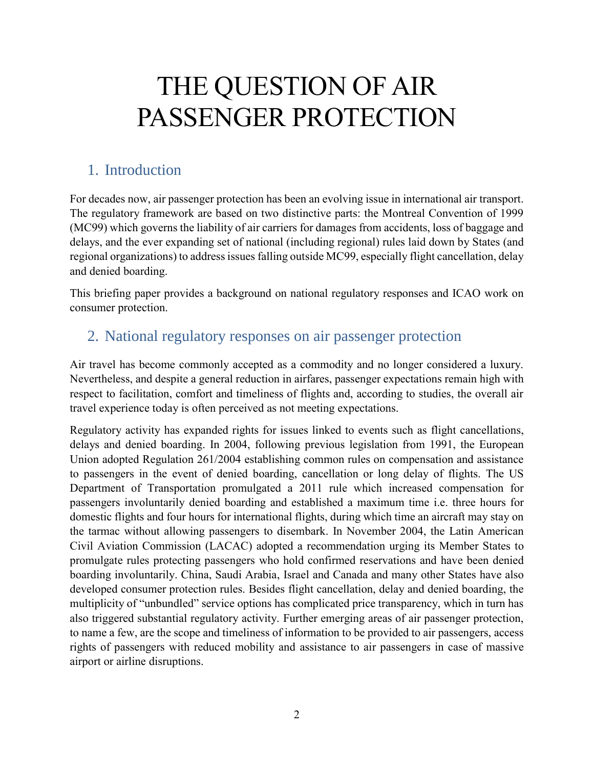# THE QUESTION OF AIR PASSENGER PROTECTION

## 1. Introduction

For decades now, air passenger protection has been an evolving issue in international air transport. The regulatory framework are based on two distinctive parts: the Montreal Convention of 1999 (MC99) which governs the liability of air carriers for damages from accidents, loss of baggage and delays, and the ever expanding set of national (including regional) rules laid down by States (and regional organizations) to address issues falling outside MC99, especially flight cancellation, delay and denied boarding.

This briefing paper provides a background on national regulatory responses and ICAO work on consumer protection.

## 2. National regulatory responses on air passenger protection

Air travel has become commonly accepted as a commodity and no longer considered a luxury. Nevertheless, and despite a general reduction in airfares, passenger expectations remain high with respect to facilitation, comfort and timeliness of flights and, according to studies, the overall air travel experience today is often perceived as not meeting expectations.

Regulatory activity has expanded rights for issues linked to events such as flight cancellations, delays and denied boarding. In 2004, following previous legislation from 1991, the European Union adopted Regulation 261/2004 establishing common rules on compensation and assistance to passengers in the event of denied boarding, cancellation or long delay of flights. The US Department of Transportation promulgated a 2011 rule which increased compensation for passengers involuntarily denied boarding and established a maximum time i.e. three hours for domestic flights and four hours for international flights, during which time an aircraft may stay on the tarmac without allowing passengers to disembark. In November 2004, the Latin American Civil Aviation Commission (LACAC) adopted a recommendation urging its Member States to promulgate rules protecting passengers who hold confirmed reservations and have been denied boarding involuntarily. China, Saudi Arabia, Israel and Canada and many other States have also developed consumer protection rules. Besides flight cancellation, delay and denied boarding, the multiplicity of "unbundled" service options has complicated price transparency, which in turn has also triggered substantial regulatory activity. Further emerging areas of air passenger protection, to name a few, are the scope and timeliness of information to be provided to air passengers, access rights of passengers with reduced mobility and assistance to air passengers in case of massive airport or airline disruptions.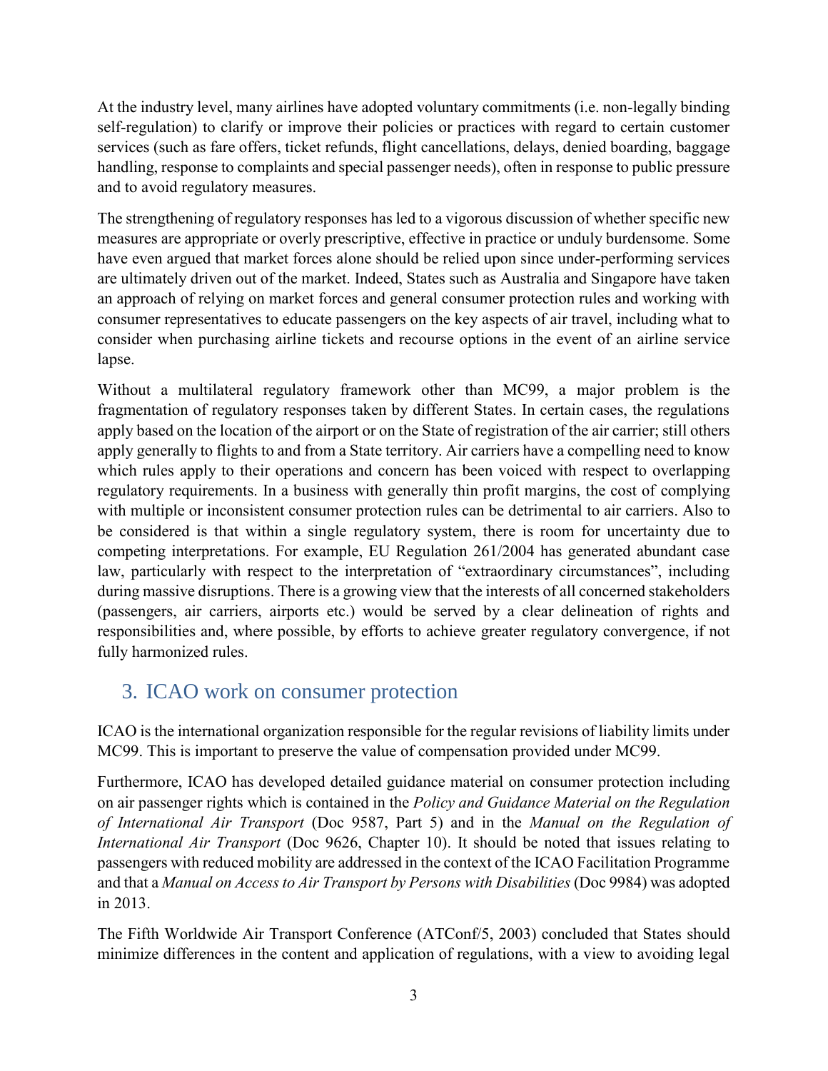At the industry level, many airlines have adopted voluntary commitments (i.e. non-legally binding self-regulation) to clarify or improve their policies or practices with regard to certain customer services (such as fare offers, ticket refunds, flight cancellations, delays, denied boarding, baggage handling, response to complaints and special passenger needs), often in response to public pressure and to avoid regulatory measures.

The strengthening of regulatory responses has led to a vigorous discussion of whether specific new measures are appropriate or overly prescriptive, effective in practice or unduly burdensome. Some have even argued that market forces alone should be relied upon since under-performing services are ultimately driven out of the market. Indeed, States such as Australia and Singapore have taken an approach of relying on market forces and general consumer protection rules and working with consumer representatives to educate passengers on the key aspects of air travel, including what to consider when purchasing airline tickets and recourse options in the event of an airline service lapse.

Without a multilateral regulatory framework other than MC99, a major problem is the fragmentation of regulatory responses taken by different States. In certain cases, the regulations apply based on the location of the airport or on the State of registration of the air carrier; still others apply generally to flights to and from a State territory. Air carriers have a compelling need to know which rules apply to their operations and concern has been voiced with respect to overlapping regulatory requirements. In a business with generally thin profit margins, the cost of complying with multiple or inconsistent consumer protection rules can be detrimental to air carriers. Also to be considered is that within a single regulatory system, there is room for uncertainty due to competing interpretations. For example, EU Regulation 261/2004 has generated abundant case law, particularly with respect to the interpretation of "extraordinary circumstances", including during massive disruptions. There is a growing view that the interests of all concerned stakeholders (passengers, air carriers, airports etc.) would be served by a clear delineation of rights and responsibilities and, where possible, by efforts to achieve greater regulatory convergence, if not fully harmonized rules.

## 3. ICAO work on consumer protection

ICAO is the international organization responsible for the regular revisions of liability limits under MC99. This is important to preserve the value of compensation provided under MC99.

Furthermore, ICAO has developed detailed guidance material on consumer protection including on air passenger rights which is contained in the *Policy and Guidance Material on the Regulation of International Air Transport* (Doc 9587, Part 5) and in the *Manual on the Regulation of International Air Transport* (Doc 9626, Chapter 10). It should be noted that issues relating to passengers with reduced mobility are addressed in the context of the ICAO Facilitation Programme and that a *Manual on Access to Air Transport by Persons with Disabilities* (Doc 9984) was adopted in 2013.

The Fifth Worldwide Air Transport Conference (ATConf/5, 2003) concluded that States should minimize differences in the content and application of regulations, with a view to avoiding legal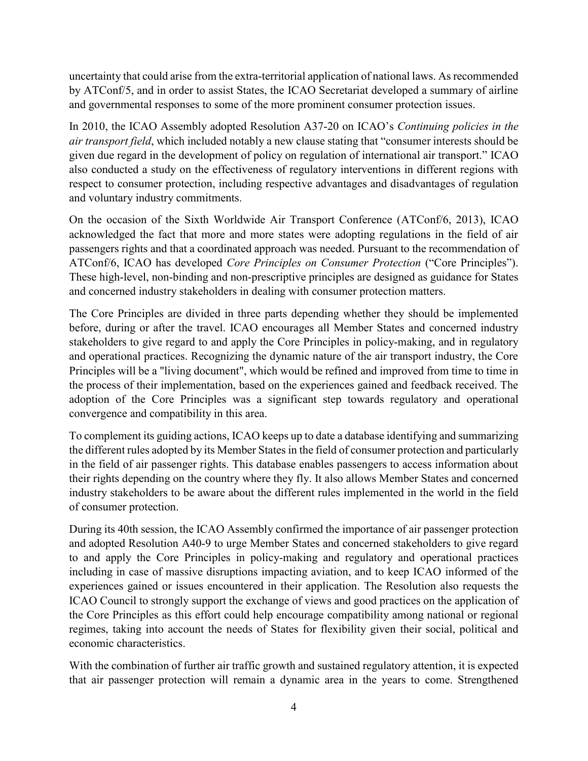uncertainty that could arise from the extra-territorial application of national laws. As recommended by ATConf/5, and in order to assist States, the ICAO Secretariat developed a summary of airline and governmental responses to some of the more prominent consumer protection issues.

In 2010, the ICAO Assembly adopted Resolution A37-20 on ICAO's *Continuing policies in the air transport field*, which included notably a new clause stating that "consumer interests should be given due regard in the development of policy on regulation of international air transport." ICAO also conducted a study on the effectiveness of regulatory interventions in different regions with respect to consumer protection, including respective advantages and disadvantages of regulation and voluntary industry commitments.

On the occasion of the Sixth Worldwide Air Transport Conference (ATConf/6, 2013), ICAO acknowledged the fact that more and more states were adopting regulations in the field of air passengers rights and that a coordinated approach was needed. Pursuant to the recommendation of ATConf/6, ICAO has developed *Core Principles on Consumer Protection* ("Core Principles"). These high-level, non-binding and non-prescriptive principles are designed as guidance for States and concerned industry stakeholders in dealing with consumer protection matters.

The Core Principles are divided in three parts depending whether they should be implemented before, during or after the travel. ICAO encourages all Member States and concerned industry stakeholders to give regard to and apply the Core Principles in policy-making, and in regulatory and operational practices. Recognizing the dynamic nature of the air transport industry, the Core Principles will be a "living document", which would be refined and improved from time to time in the process of their implementation, based on the experiences gained and feedback received. The adoption of the Core Principles was a significant step towards regulatory and operational convergence and compatibility in this area.

To complement its guiding actions, ICAO keeps up to date a database identifying and summarizing the different rules adopted by its Member States in the field of consumer protection and particularly in the field of air passenger rights. This database enables passengers to access information about their rights depending on the country where they fly. It also allows Member States and concerned industry stakeholders to be aware about the different rules implemented in the world in the field of consumer protection.

During its 40th session, the ICAO Assembly confirmed the importance of air passenger protection and adopted Resolution A40-9 to urge Member States and concerned stakeholders to give regard to and apply the Core Principles in policy-making and regulatory and operational practices including in case of massive disruptions impacting aviation, and to keep ICAO informed of the experiences gained or issues encountered in their application. The Resolution also requests the ICAO Council to strongly support the exchange of views and good practices on the application of the Core Principles as this effort could help encourage compatibility among national or regional regimes, taking into account the needs of States for flexibility given their social, political and economic characteristics.

With the combination of further air traffic growth and sustained regulatory attention, it is expected that air passenger protection will remain a dynamic area in the years to come. Strengthened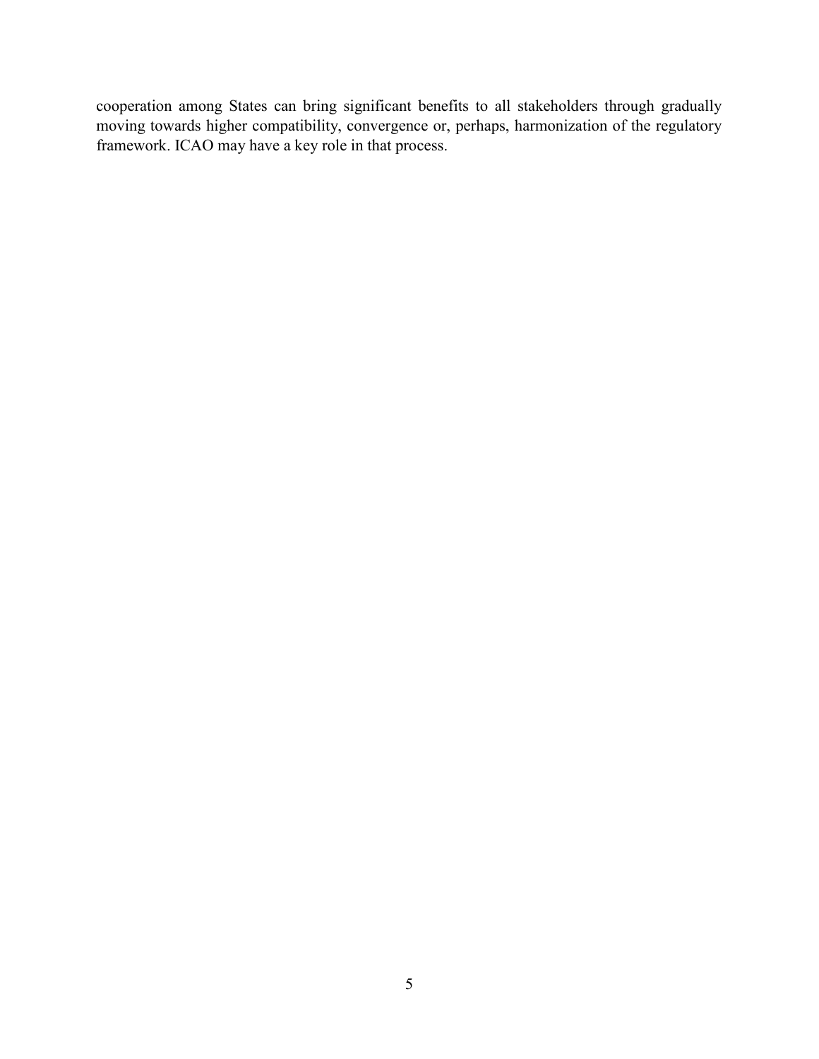cooperation among States can bring significant benefits to all stakeholders through gradually moving towards higher compatibility, convergence or, perhaps, harmonization of the regulatory framework. ICAO may have a key role in that process.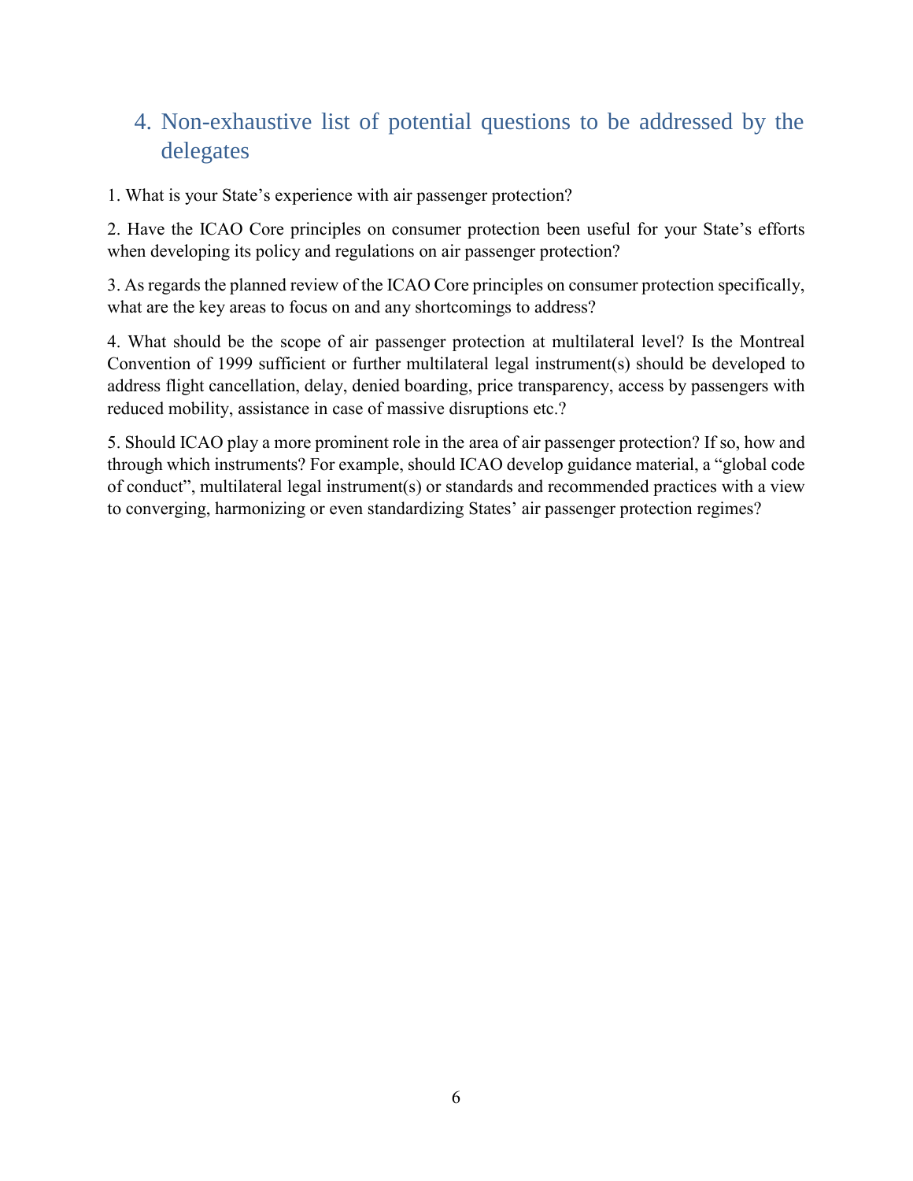## 4. Non-exhaustive list of potential questions to be addressed by the delegates

1. What is your State's experience with air passenger protection?

2. Have the ICAO Core principles on consumer protection been useful for your State's efforts when developing its policy and regulations on air passenger protection?

3. As regards the planned review of the ICAO Core principles on consumer protection specifically, what are the key areas to focus on and any shortcomings to address?

4. What should be the scope of air passenger protection at multilateral level? Is the Montreal Convention of 1999 sufficient or further multilateral legal instrument(s) should be developed to address flight cancellation, delay, denied boarding, price transparency, access by passengers with reduced mobility, assistance in case of massive disruptions etc.?

5. Should ICAO play a more prominent role in the area of air passenger protection? If so, how and through which instruments? For example, should ICAO develop guidance material, a "global code of conduct", multilateral legal instrument(s) or standards and recommended practices with a view to converging, harmonizing or even standardizing States' air passenger protection regimes?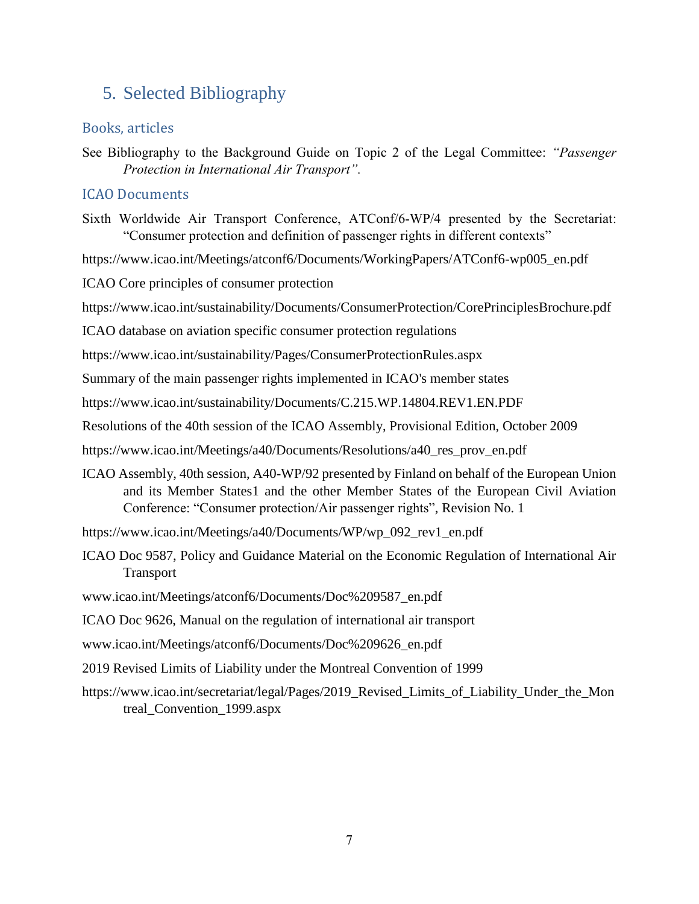## 5. Selected Bibliography

### Books, articles

See Bibliography to the Background Guide on Topic 2 of the Legal Committee: *"Passenger Protection in International Air Transport".*

### ICAO Documents

Sixth Worldwide Air Transport Conference, ATConf/6-WP/4 presented by the Secretariat: "Consumer protection and definition of passenger rights in different contexts"

https://www.icao.int/Meetings/atconf6/Documents/WorkingPapers/ATConf6-wp005_en.pdf

ICAO Core principles of consumer protection

https://www.icao.int/sustainability/Documents/ConsumerProtection/CorePrinciplesBrochure.pdf

ICAO database on aviation specific consumer protection regulations

https://www.icao.int/sustainability/Pages/ConsumerProtectionRules.aspx

Summary of the main passenger rights implemented in ICAO's member states

https://www.icao.int/sustainability/Documents/C.215.WP.14804.REV1.EN.PDF

Resolutions of the 40th session of the ICAO Assembly, Provisional Edition, October 2009

https://www.icao.int/Meetings/a40/Documents/Resolutions/a40_res_prov_en.pdf

ICAO Assembly, 40th session, A40-WP/92 presented by Finland on behalf of the European Union and its Member States1 and the other Member States of the European Civil Aviation Conference: "Consumer protection/Air passenger rights", Revision No. 1

https://www.icao.int/Meetings/a40/Documents/WP/wp_092_rev1_en.pdf

ICAO Doc 9587, Policy and Guidance Material on the Economic Regulation of International Air Transport

www.icao.int/Meetings/atconf6/Documents/Doc%209587_en.pdf

ICAO Doc 9626, Manual on the regulation of international air transport

www.icao.int/Meetings/atconf6/Documents/Doc%209626_en.pdf

2019 Revised Limits of Liability under the Montreal Convention of 1999

https://www.icao.int/secretariat/legal/Pages/2019_Revised_Limits_of_Liability_Under_the_Montreal_Convention_1999.aspx